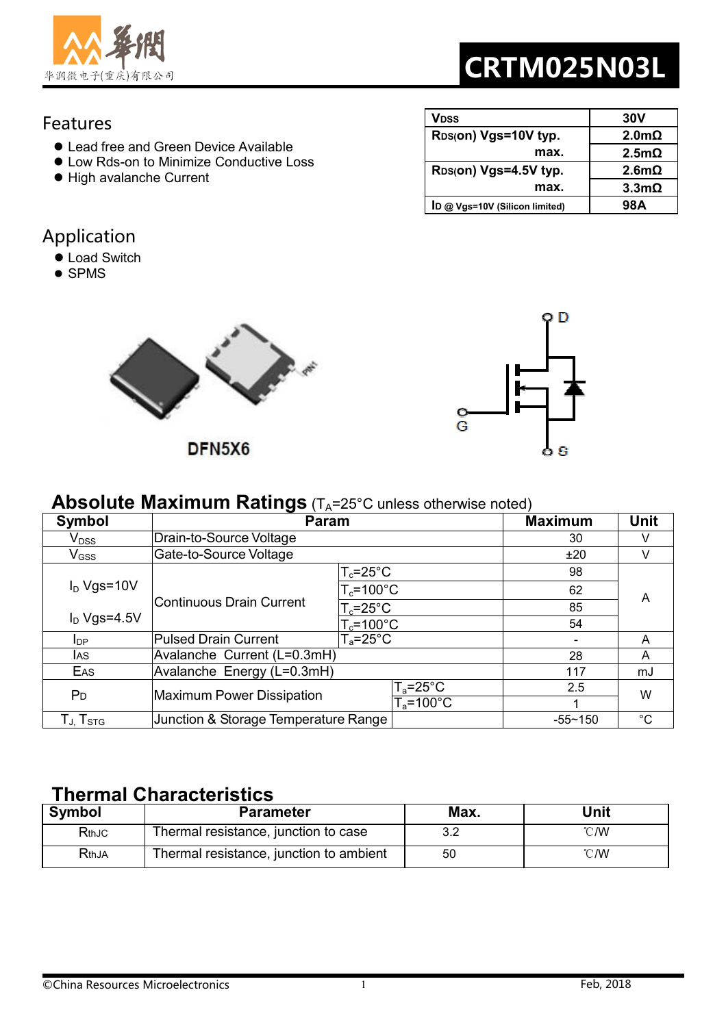华润微电子(重庆)有限公司

# CRTM025N03L

## Features

- Lead free and Green Device Available
- Low Rds-on to Minimize Conductive Loss
- High avalanche Current

| | |
|---|---|
| $V_{DSS}$ | 30V |
| $R_{DS}(on)$ Vgs=10V typ. | 2.0mΩ |
| max. | 2.5mΩ |
| $R_{DS}(on)$ Vgs=4.5V typ. | 2.6mΩ |
| max. | 3.3mΩ |
| $I_D$ @ Vgs=10V (Silicon limited) | 98A |

## Application

- Load Switch
- SPMS

DFN5X6

## Absolute Maximum Ratings ($T_A$=25°C unless otherwise noted)

| Symbol | Param | | Maximum | Unit |
|---|---|---|---|---|
| $V_{DSS}$ | Drain-to-Source Voltage | | 30 | V |
| $V_{GSS}$ | Gate-to-Source Voltage | | ±20 | V |
| $I_D$ Vgs=10V | Continuous Drain Current | $T_c$=25°C | 98 | A |
| | | $T_c$=100°C | 62 | A |
| $I_D$ Vgs=4.5V | | $T_c$=25°C | 85 | A |
| | | $T_c$=100°C | 54 | A |
| $I_{DP}$ | Pulsed Drain Current | $T_a$=25°C | - | A |
| $I_{AS}$ | Avalanche Current (L=0.3mH) | | 28 | A |
| $E_{AS}$ | Avalanche Energy (L=0.3mH) | | 117 | mJ |
| $P_D$ | Maximum Power Dissipation | $T_a$=25°C | 2.5 | W |
| | | $T_a$=100°C | 1 | W |
| $T_J$, $T_{STG}$ | Junction & Storage Temperature Range | | -55~150 | °C |

## Thermal Characteristics

| Symbol | Parameter | Max. | Unit |
|---|---|---|---|
| $R_{thJC}$ | Thermal resistance, junction to case | 3.2 | ℃/W |
| $R_{thJA}$ | Thermal resistance, junction to ambient | 50 | ℃/W |

©China Resources Microelectronics Feb, 2018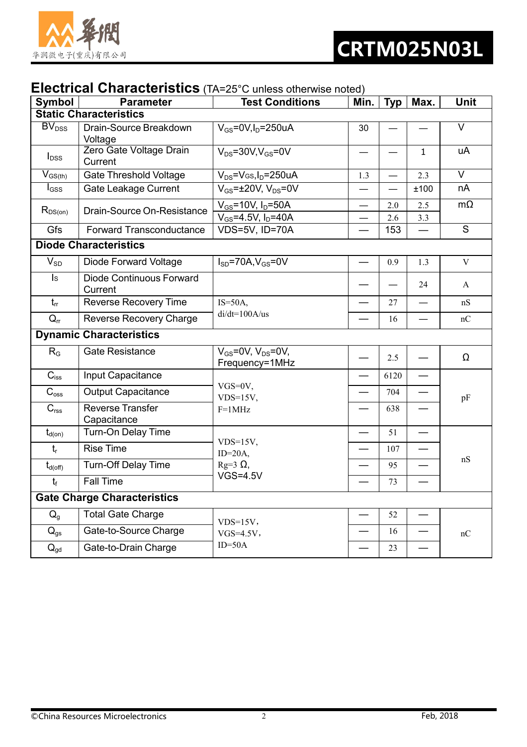## Electrical Characteristics (TA=25°C unless otherwise noted)

| Symbol | Parameter | Test Conditions | Min. | Typ | Max. | Unit |
|---|---|---|---|---|---|---|
| **Static Characteristics** | | | | | | |
| $BV_{DSS}$ | Drain-Source Breakdown Voltage | $V_{GS}$=0V,$I_D$=250uA | 30 | — | — | V |
| $I_{DSS}$ | Zero Gate Voltage Drain Current | $V_{DS}$=30V,$V_{GS}$=0V | — | — | 1 | uA |
| $V_{GS(th)}$ | Gate Threshold Voltage | $V_{DS}$=$V_{GS}$,$I_D$=250uA | 1.3 | — | 2.3 | V |
| $I_{GSS}$ | Gate Leakage Current | $V_{GS}$=±20V, $V_{DS}$=0V | — | — | ±100 | nA |
| $R_{DS(on)}$ | Drain-Source On-Resistance | $V_{GS}$=10V, $I_D$=50A | — | 2.0 | 2.5 | mΩ |
| | | $V_{GS}$=4.5V, $I_D$=40A | — | 2.6 | 3.3 | |
| Gfs | Forward Transconductance | VDS=5V, ID=70A | — | 153 | — | S |
| **Diode Characteristics** | | | | | | |
| $V_{SD}$ | Diode Forward Voltage | $I_{SD}$=70A,$V_{GS}$=0V | — | 0.9 | 1.3 | V |
| Is | Diode Continuous Forward Current | | — | — | 24 | A |
| $t_{rr}$ | Reverse Recovery Time | IS=50A, di/dt=100A/us | — | 27 | — | nS |
| $Q_{rr}$ | Reverse Recovery Charge | | — | 16 | — | nC |
| **Dynamic Characteristics** | | | | | | |
| $R_G$ | Gate Resistance | $V_{GS}$=0V, $V_{DS}$=0V, Frequency=1MHz | — | 2.5 | — | Ω |
| $C_{iss}$ | Input Capacitance | VGS=0V, VDS=15V, F=1MHz | — | 6120 | — | pF |
| $C_{oss}$ | Output Capacitance | | — | 704 | — | |
| $C_{rss}$ | Reverse Transfer Capacitance | | — | 638 | — | |
| $t_{d(on)}$ | Turn-On Delay Time | VDS=15V, ID=20A, Rg=3 Ω, VGS=4.5V | — | 51 | — | nS |
| $t_r$ | Rise Time | | — | 107 | — | |
| $t_{d(off)}$ | Turn-Off Delay Time | | — | 95 | — | |
| $t_f$ | Fall Time | | — | 73 | — | |
| **Gate Charge Characteristics** | | | | | | |
| $Q_g$ | Total Gate Charge | VDS=15V, VGS=4.5V, ID=50A | — | 52 | — | nC |
| $Q_{gs}$ | Gate-to-Source Charge | | — | 16 | — | |
| $Q_{gd}$ | Gate-to-Drain Charge | | — | 23 | — | |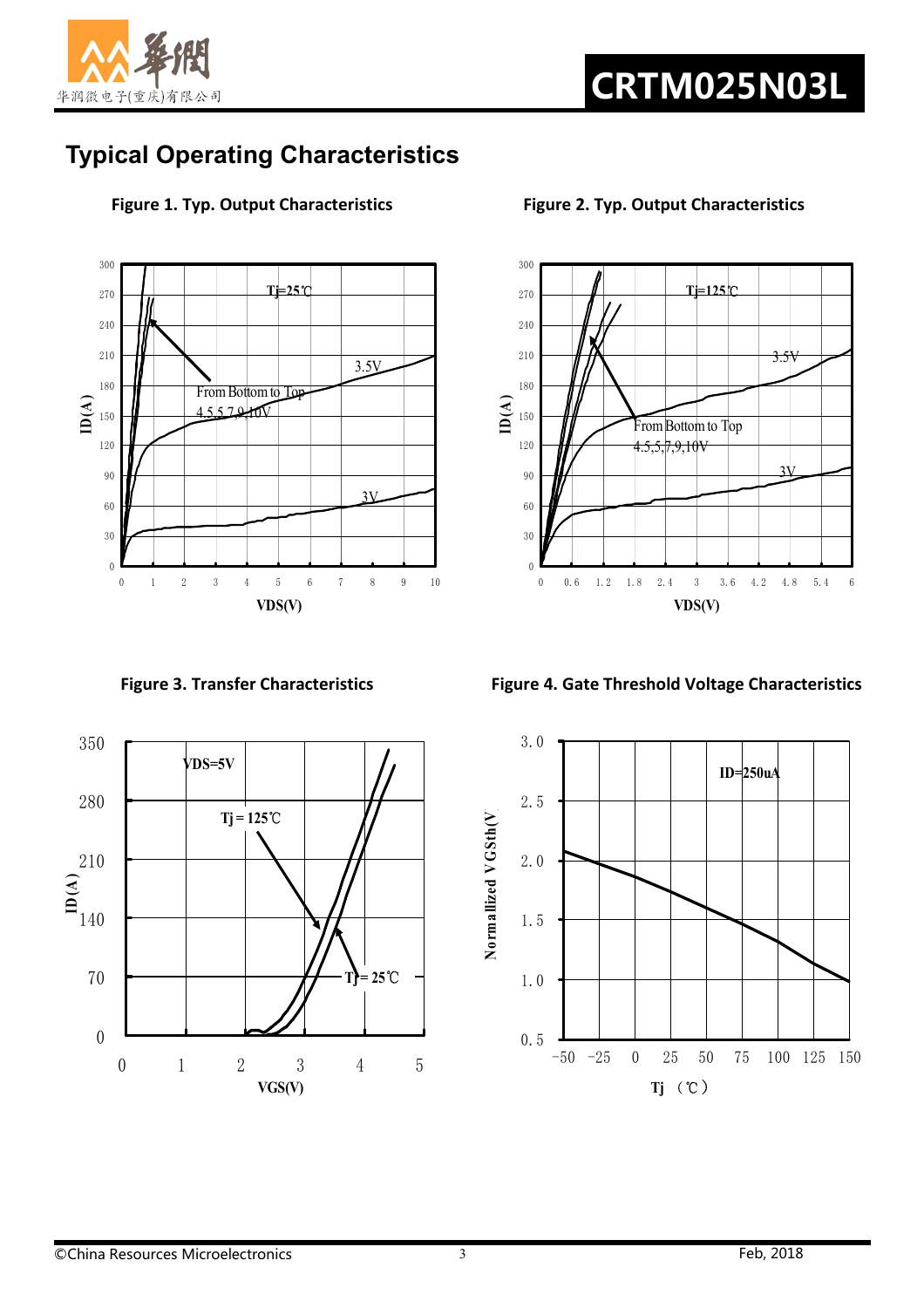## Typical Operating Characteristics

**Figure 1. Typ. Output Characteristics**

**Figure 2. Typ. Output Characteristics**

**Figure 3. Transfer Characteristics**

**Figure 4. Gate Threshold Voltage Characteristics**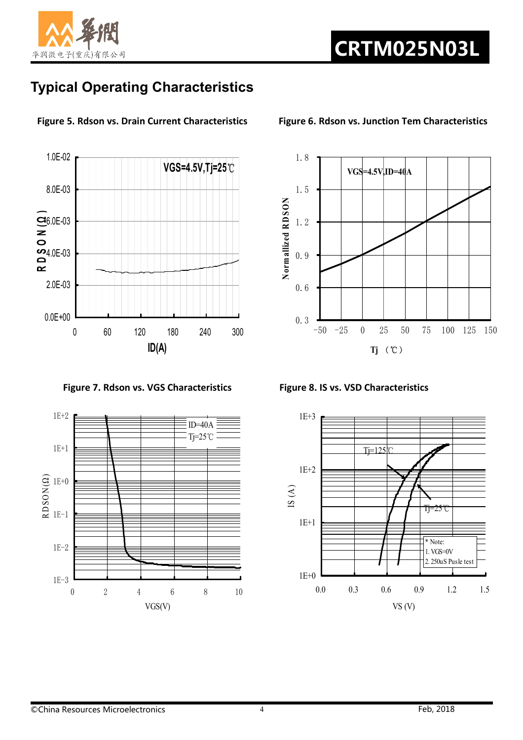## Typical Operating Characteristics

**Figure 5. Rdson vs. Drain Current Characteristics**

**Figure 6. Rdson vs. Junction Tem Characteristics**

**Figure 7. Rdson vs. VGS Characteristics**

**Figure 8. IS vs. VSD Characteristics**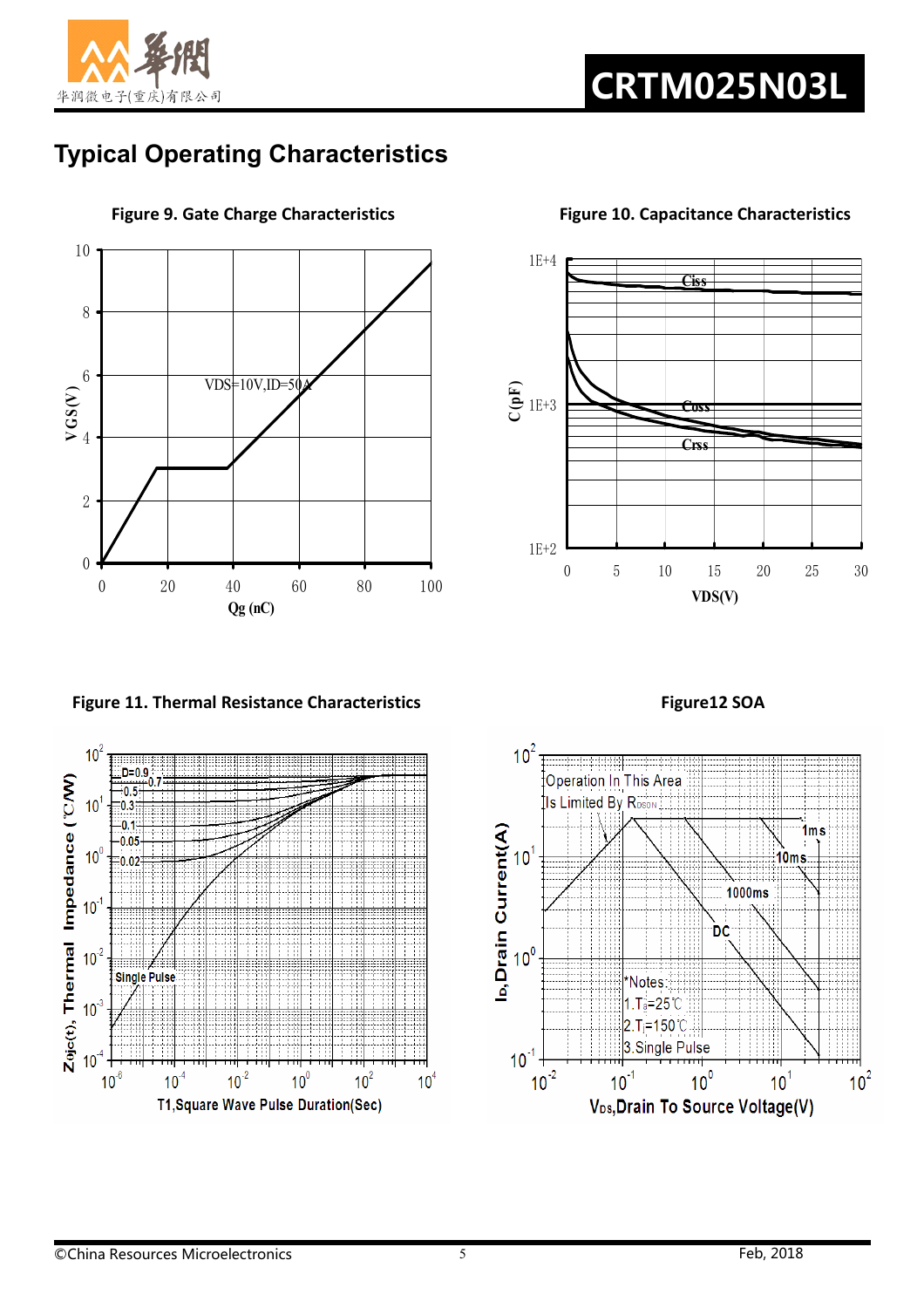## Typical Operating Characteristics

**Figure 9. Gate Charge Characteristics**

**Figure 10. Capacitance Characteristics**

**Figure 11. Thermal Resistance Characteristics**

**Figure12 SOA**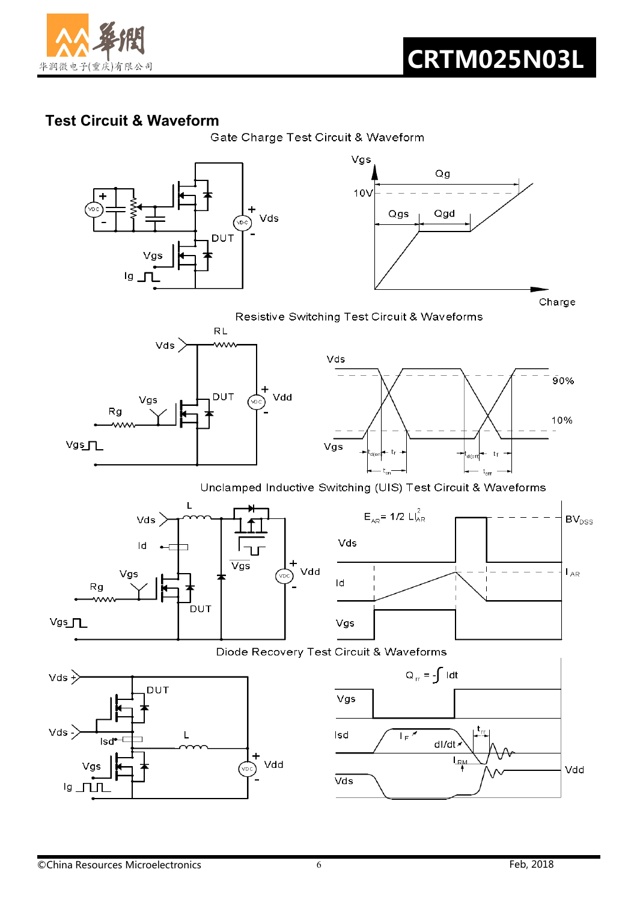## Test Circuit & Waveform

Gate Charge Test Circuit & Waveform

Vgs, Qg, 10V, Qgs, Qgd, Vds, DUT, Vgs, Ig, Charge

Resistive Switching Test Circuit & Waveforms

RL, Vds, Vgs, DUT, Vdd, Rg, Vgs, Vds, 90%, 10%, Vgs, $t_{d(on)}$, $t_r$, $t_{d(off)}$, $t_f$, $t_{on}$, $t_{off}$

Unclamped Inductive Switching (UIS) Test Circuit & Waveforms

$E_{AR} = 1/2\ L I_{AR}^2$

L, Vds, Id, Vgs, Vdd, Rg, Vgs, DUT, $BV_{DSS}$, $I_{AR}$, Vds, Id, Vgs

Diode Recovery Test Circuit & Waveforms

$Q_{rr} = -\int Idt$

Vds +, DUT, Vds -, Isd, L, Vgs, Vdd, Ig, Vgs, Isd, $I_F$, dI/dt, $t_{rr}$, $I_{RM}$, Vds, Vdd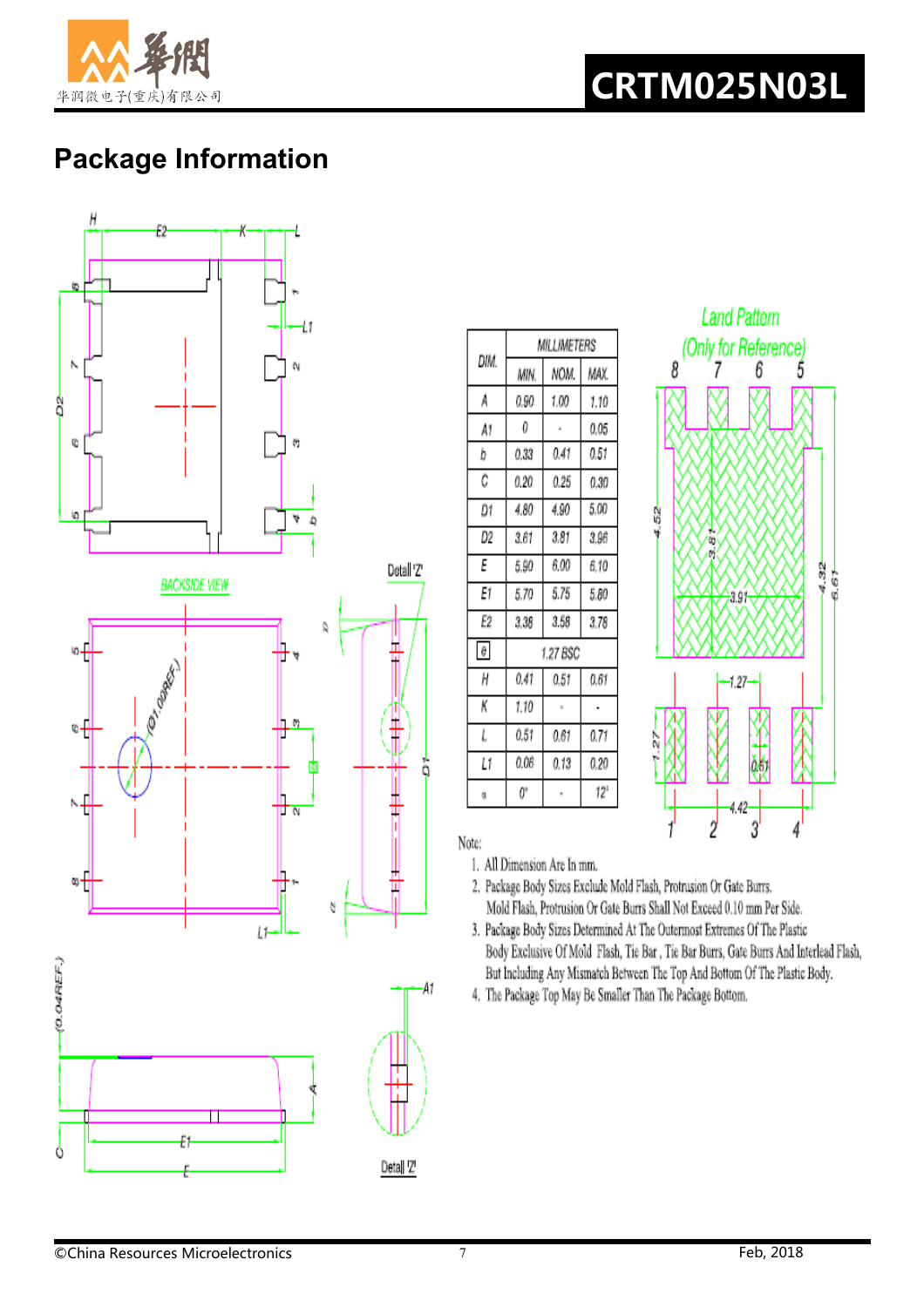## Package Information

| DIM. | MILLIMETERS | | |
|---|---|---|---|
| | MIN. | NOM. | MAX. |
| A | 0.90 | 1.00 | 1.10 |
| A1 | 0 | - | 0.05 |
| b | 0.33 | 0.41 | 0.51 |
| C | 0.20 | 0.25 | 0.30 |
| D1 | 4.80 | 4.90 | 5.00 |
| D2 | 3.61 | 3.81 | 3.96 |
| E | 5.90 | 6.00 | 6.10 |
| E1 | 5.70 | 5.75 | 5.80 |
| E2 | 3.38 | 3.58 | 3.78 |
| e | 1.27 BSC | | |
| H | 0.41 | 0.51 | 0.61 |
| K | 1.10 | - | - |
| L | 0.51 | 0.61 | 0.71 |
| L1 | 0.06 | 0.13 | 0.20 |
| α | 0° | - | 12° |

Land Pattern
(Only for Reference)

8 7 6 5
4.52
3.81
3.91
4.32
6.61
1.27
1.27
0.61
4.42
1 2 3 4

BACKSIDE VIEW
(Φ1.00REF.)
(0.04REF.)
Detail 'Z'

Note:

1. All Dimension Are In mm.
2. Package Body Sizes Exclude Mold Flash, Protrusion Or Gate Burrs. Mold Flash, Protrusion Or Gate Burrs Shall Not Exceed 0.10 mm Per Side.
3. Package Body Sizes Determined At The Outermost Extremes Of The Plastic Body Exclusive Of Mold Flash, Tie Bar, Tie Bar Burrs, Gate Burrs And Interlead Flash, But Including Any Mismatch Between The Top And Bottom Of The Plastic Body.
4. The Package Top May Be Smaller Than The Package Bottom.